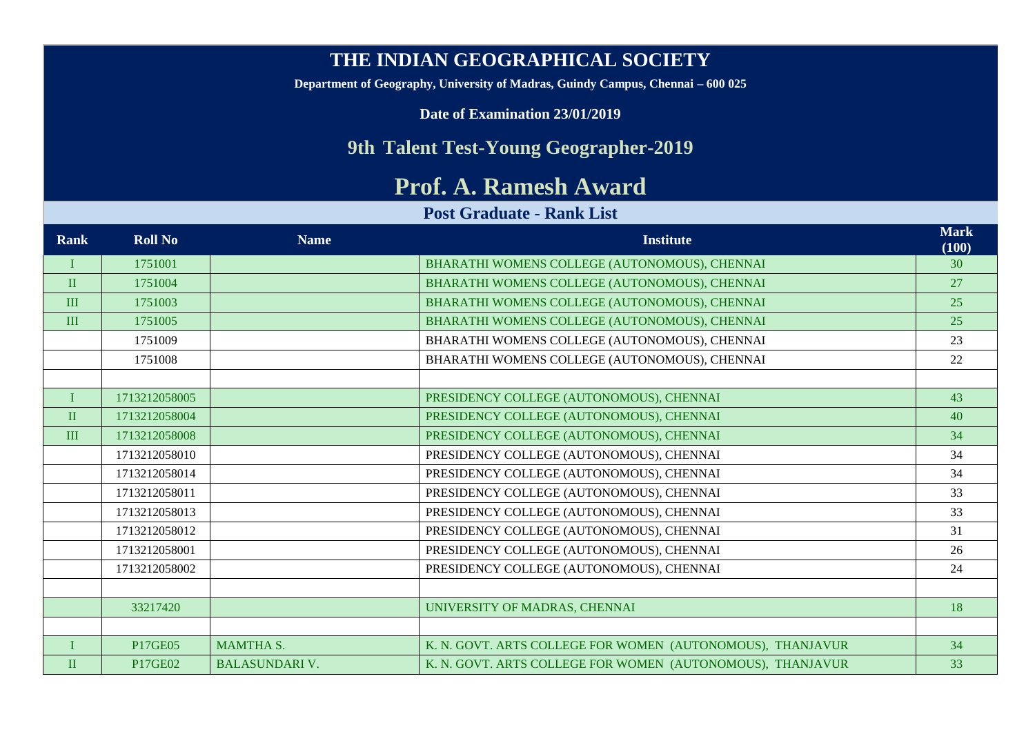# THE INDIAN GEOGRAPHICAL SOCIETY

**Department of Geography, University of Madras, Guindy Campus, Chennai – 600 025**

**Date of Examination 23/01/2019**

## 9th Talent Test-Young Geographer-2019

# Prof. A. Ramesh Award

### Post Graduate - Rank List

| Rank | Roll No | Name | Institute | Mark (100) |
|---|---|---|---|---|
| I | 1751001 | | BHARATHI WOMENS COLLEGE (AUTONOMOUS), CHENNAI | 30 |
| II | 1751004 | | BHARATHI WOMENS COLLEGE (AUTONOMOUS), CHENNAI | 27 |
| III | 1751003 | | BHARATHI WOMENS COLLEGE (AUTONOMOUS), CHENNAI | 25 |
| III | 1751005 | | BHARATHI WOMENS COLLEGE (AUTONOMOUS), CHENNAI | 25 |
| | 1751009 | | BHARATHI WOMENS COLLEGE (AUTONOMOUS), CHENNAI | 23 |
| | 1751008 | | BHARATHI WOMENS COLLEGE (AUTONOMOUS), CHENNAI | 22 |
| | | | | |
| I | 1713212058005 | | PRESIDENCY COLLEGE (AUTONOMOUS), CHENNAI | 43 |
| II | 1713212058004 | | PRESIDENCY COLLEGE (AUTONOMOUS), CHENNAI | 40 |
| III | 1713212058008 | | PRESIDENCY COLLEGE (AUTONOMOUS), CHENNAI | 34 |
| | 1713212058010 | | PRESIDENCY COLLEGE (AUTONOMOUS), CHENNAI | 34 |
| | 1713212058014 | | PRESIDENCY COLLEGE (AUTONOMOUS), CHENNAI | 34 |
| | 1713212058011 | | PRESIDENCY COLLEGE (AUTONOMOUS), CHENNAI | 33 |
| | 1713212058013 | | PRESIDENCY COLLEGE (AUTONOMOUS), CHENNAI | 33 |
| | 1713212058012 | | PRESIDENCY COLLEGE (AUTONOMOUS), CHENNAI | 31 |
| | 1713212058001 | | PRESIDENCY COLLEGE (AUTONOMOUS), CHENNAI | 26 |
| | 1713212058002 | | PRESIDENCY COLLEGE (AUTONOMOUS), CHENNAI | 24 |
| | | | | |
| | 33217420 | | UNIVERSITY OF MADRAS, CHENNAI | 18 |
| | | | | |
| I | P17GE05 | MAMTHA S. | K. N. GOVT. ARTS COLLEGE FOR WOMEN (AUTONOMOUS), THANJAVUR | 34 |
| II | P17GE02 | BALASUNDARI V. | K. N. GOVT. ARTS COLLEGE FOR WOMEN (AUTONOMOUS), THANJAVUR | 33 |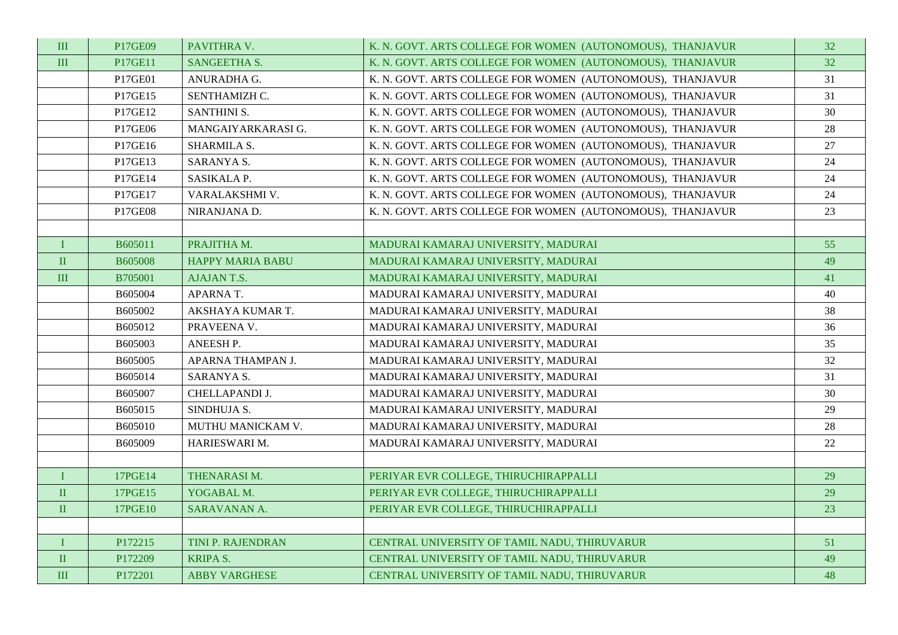| | | | | |
|---|---|---|---|---|
| III | P17GE09 | PAVITHRA V. | K. N. GOVT. ARTS COLLEGE FOR WOMEN (AUTONOMOUS), THANJAVUR | 32 |
| III | P17GE11 | SANGEETHA S. | K. N. GOVT. ARTS COLLEGE FOR WOMEN (AUTONOMOUS), THANJAVUR | 32 |
| | P17GE01 | ANURADHA G. | K. N. GOVT. ARTS COLLEGE FOR WOMEN (AUTONOMOUS), THANJAVUR | 31 |
| | P17GE15 | SENTHAMIZH C. | K. N. GOVT. ARTS COLLEGE FOR WOMEN (AUTONOMOUS), THANJAVUR | 31 |
| | P17GE12 | SANTHINI S. | K. N. GOVT. ARTS COLLEGE FOR WOMEN (AUTONOMOUS), THANJAVUR | 30 |
| | P17GE06 | MANGAIYARKARASI G. | K. N. GOVT. ARTS COLLEGE FOR WOMEN (AUTONOMOUS), THANJAVUR | 28 |
| | P17GE16 | SHARMILA S. | K. N. GOVT. ARTS COLLEGE FOR WOMEN (AUTONOMOUS), THANJAVUR | 27 |
| | P17GE13 | SARANYA S. | K. N. GOVT. ARTS COLLEGE FOR WOMEN (AUTONOMOUS), THANJAVUR | 24 |
| | P17GE14 | SASIKALA P. | K. N. GOVT. ARTS COLLEGE FOR WOMEN (AUTONOMOUS), THANJAVUR | 24 |
| | P17GE17 | VARALAKSHMI V. | K. N. GOVT. ARTS COLLEGE FOR WOMEN (AUTONOMOUS), THANJAVUR | 24 |
| | P17GE08 | NIRANJANA D. | K. N. GOVT. ARTS COLLEGE FOR WOMEN (AUTONOMOUS), THANJAVUR | 23 |
| | | | | |
| I | B605011 | PRAJITHA M. | MADURAI KAMARAJ UNIVERSITY, MADURAI | 55 |
| II | B605008 | HAPPY MARIA BABU | MADURAI KAMARAJ UNIVERSITY, MADURAI | 49 |
| III | B705001 | AJAJAN T.S. | MADURAI KAMARAJ UNIVERSITY, MADURAI | 41 |
| | B605004 | APARNA T. | MADURAI KAMARAJ UNIVERSITY, MADURAI | 40 |
| | B605002 | AKSHAYA KUMAR T. | MADURAI KAMARAJ UNIVERSITY, MADURAI | 38 |
| | B605012 | PRAVEENA V. | MADURAI KAMARAJ UNIVERSITY, MADURAI | 36 |
| | B605003 | ANEESH P. | MADURAI KAMARAJ UNIVERSITY, MADURAI | 35 |
| | B605005 | APARNA THAMPAN J. | MADURAI KAMARAJ UNIVERSITY, MADURAI | 32 |
| | B605014 | SARANYA S. | MADURAI KAMARAJ UNIVERSITY, MADURAI | 31 |
| | B605007 | CHELLAPANDI J. | MADURAI KAMARAJ UNIVERSITY, MADURAI | 30 |
| | B605015 | SINDHUJA S. | MADURAI KAMARAJ UNIVERSITY, MADURAI | 29 |
| | B605010 | MUTHU MANICKAM V. | MADURAI KAMARAJ UNIVERSITY, MADURAI | 28 |
| | B605009 | HARIESWARI M. | MADURAI KAMARAJ UNIVERSITY, MADURAI | 22 |
| | | | | |
| I | 17PGE14 | THENARASI M. | PERIYAR EVR COLLEGE, THIRUCHIRAPPALLI | 29 |
| II | 17PGE15 | YOGABAL M. | PERIYAR EVR COLLEGE, THIRUCHIRAPPALLI | 29 |
| II | 17PGE10 | SARAVANAN A. | PERIYAR EVR COLLEGE, THIRUCHIRAPPALLI | 23 |
| | | | | |
| I | P172215 | TINI P. RAJENDRAN | CENTRAL UNIVERSITY OF TAMIL NADU, THIRUVARUR | 51 |
| II | P172209 | KRIPA S. | CENTRAL UNIVERSITY OF TAMIL NADU, THIRUVARUR | 49 |
| III | P172201 | ABBY VARGHESE | CENTRAL UNIVERSITY OF TAMIL NADU, THIRUVARUR | 48 |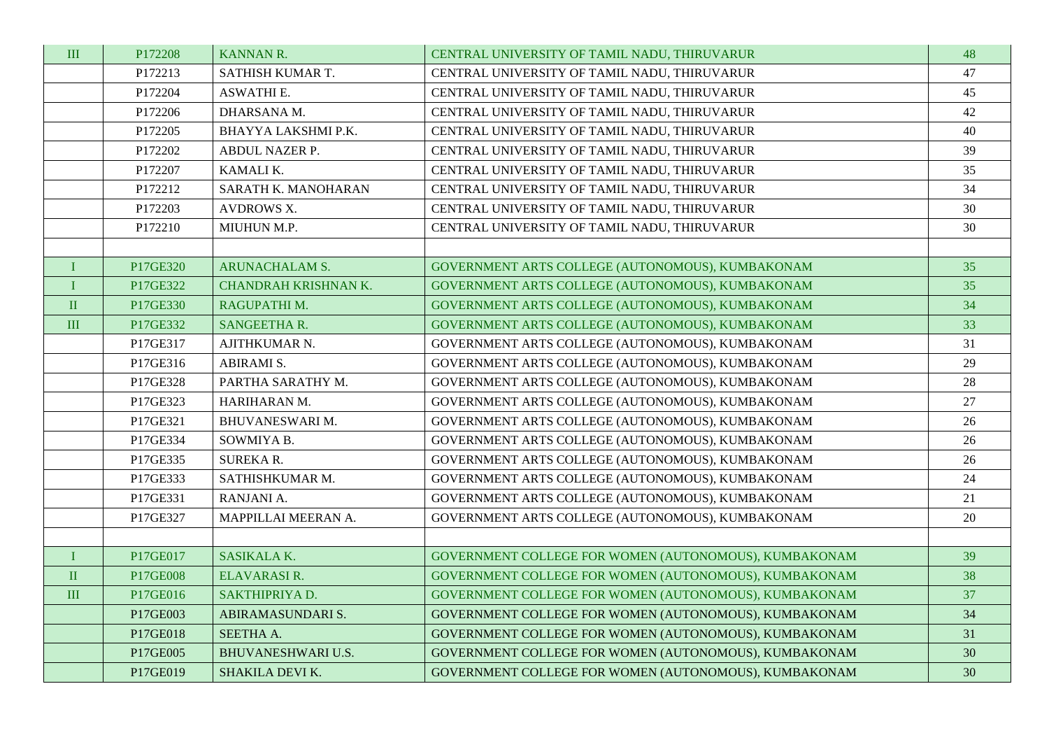| | | | | |
|---|---|---|---|---|
| III | P172208 | KANNAN R. | CENTRAL UNIVERSITY OF TAMIL NADU, THIRUVARUR | 48 |
| | P172213 | SATHISH KUMAR T. | CENTRAL UNIVERSITY OF TAMIL NADU, THIRUVARUR | 47 |
| | P172204 | ASWATHI E. | CENTRAL UNIVERSITY OF TAMIL NADU, THIRUVARUR | 45 |
| | P172206 | DHARSANA M. | CENTRAL UNIVERSITY OF TAMIL NADU, THIRUVARUR | 42 |
| | P172205 | BHAYYA LAKSHMI P.K. | CENTRAL UNIVERSITY OF TAMIL NADU, THIRUVARUR | 40 |
| | P172202 | ABDUL NAZER P. | CENTRAL UNIVERSITY OF TAMIL NADU, THIRUVARUR | 39 |
| | P172207 | KAMALI K. | CENTRAL UNIVERSITY OF TAMIL NADU, THIRUVARUR | 35 |
| | P172212 | SARATH K. MANOHARAN | CENTRAL UNIVERSITY OF TAMIL NADU, THIRUVARUR | 34 |
| | P172203 | AVDROWS X. | CENTRAL UNIVERSITY OF TAMIL NADU, THIRUVARUR | 30 |
| | P172210 | MIUHUN M.P. | CENTRAL UNIVERSITY OF TAMIL NADU, THIRUVARUR | 30 |
| | | | | |
| I | P17GE320 | ARUNACHALAM S. | GOVERNMENT ARTS COLLEGE (AUTONOMOUS), KUMBAKONAM | 35 |
| I | P17GE322 | CHANDRAH KRISHNAN K. | GOVERNMENT ARTS COLLEGE (AUTONOMOUS), KUMBAKONAM | 35 |
| II | P17GE330 | RAGUPATHI M. | GOVERNMENT ARTS COLLEGE (AUTONOMOUS), KUMBAKONAM | 34 |
| III | P17GE332 | SANGEETHA R. | GOVERNMENT ARTS COLLEGE (AUTONOMOUS), KUMBAKONAM | 33 |
| | P17GE317 | AJITHKUMAR N. | GOVERNMENT ARTS COLLEGE (AUTONOMOUS), KUMBAKONAM | 31 |
| | P17GE316 | ABIRAMI S. | GOVERNMENT ARTS COLLEGE (AUTONOMOUS), KUMBAKONAM | 29 |
| | P17GE328 | PARTHA SARATHY M. | GOVERNMENT ARTS COLLEGE (AUTONOMOUS), KUMBAKONAM | 28 |
| | P17GE323 | HARIHARAN M. | GOVERNMENT ARTS COLLEGE (AUTONOMOUS), KUMBAKONAM | 27 |
| | P17GE321 | BHUVANESWARI M. | GOVERNMENT ARTS COLLEGE (AUTONOMOUS), KUMBAKONAM | 26 |
| | P17GE334 | SOWMIYA B. | GOVERNMENT ARTS COLLEGE (AUTONOMOUS), KUMBAKONAM | 26 |
| | P17GE335 | SUREKA R. | GOVERNMENT ARTS COLLEGE (AUTONOMOUS), KUMBAKONAM | 26 |
| | P17GE333 | SATHISHKUMAR M. | GOVERNMENT ARTS COLLEGE (AUTONOMOUS), KUMBAKONAM | 24 |
| | P17GE331 | RANJANI A. | GOVERNMENT ARTS COLLEGE (AUTONOMOUS), KUMBAKONAM | 21 |
| | P17GE327 | MAPPILLAI MEERAN A. | GOVERNMENT ARTS COLLEGE (AUTONOMOUS), KUMBAKONAM | 20 |
| | | | | |
| I | P17GE017 | SASIKALA K. | GOVERNMENT COLLEGE FOR WOMEN (AUTONOMOUS), KUMBAKONAM | 39 |
| II | P17GE008 | ELAVARASI R. | GOVERNMENT COLLEGE FOR WOMEN (AUTONOMOUS), KUMBAKONAM | 38 |
| III | P17GE016 | SAKTHIPRIYA D. | GOVERNMENT COLLEGE FOR WOMEN (AUTONOMOUS), KUMBAKONAM | 37 |
| | P17GE003 | ABIRAMASUNDARI S. | GOVERNMENT COLLEGE FOR WOMEN (AUTONOMOUS), KUMBAKONAM | 34 |
| | P17GE018 | SEETHA A. | GOVERNMENT COLLEGE FOR WOMEN (AUTONOMOUS), KUMBAKONAM | 31 |
| | P17GE005 | BHUVANESHWARI U.S. | GOVERNMENT COLLEGE FOR WOMEN (AUTONOMOUS), KUMBAKONAM | 30 |
| | P17GE019 | SHAKILA DEVI K. | GOVERNMENT COLLEGE FOR WOMEN (AUTONOMOUS), KUMBAKONAM | 30 |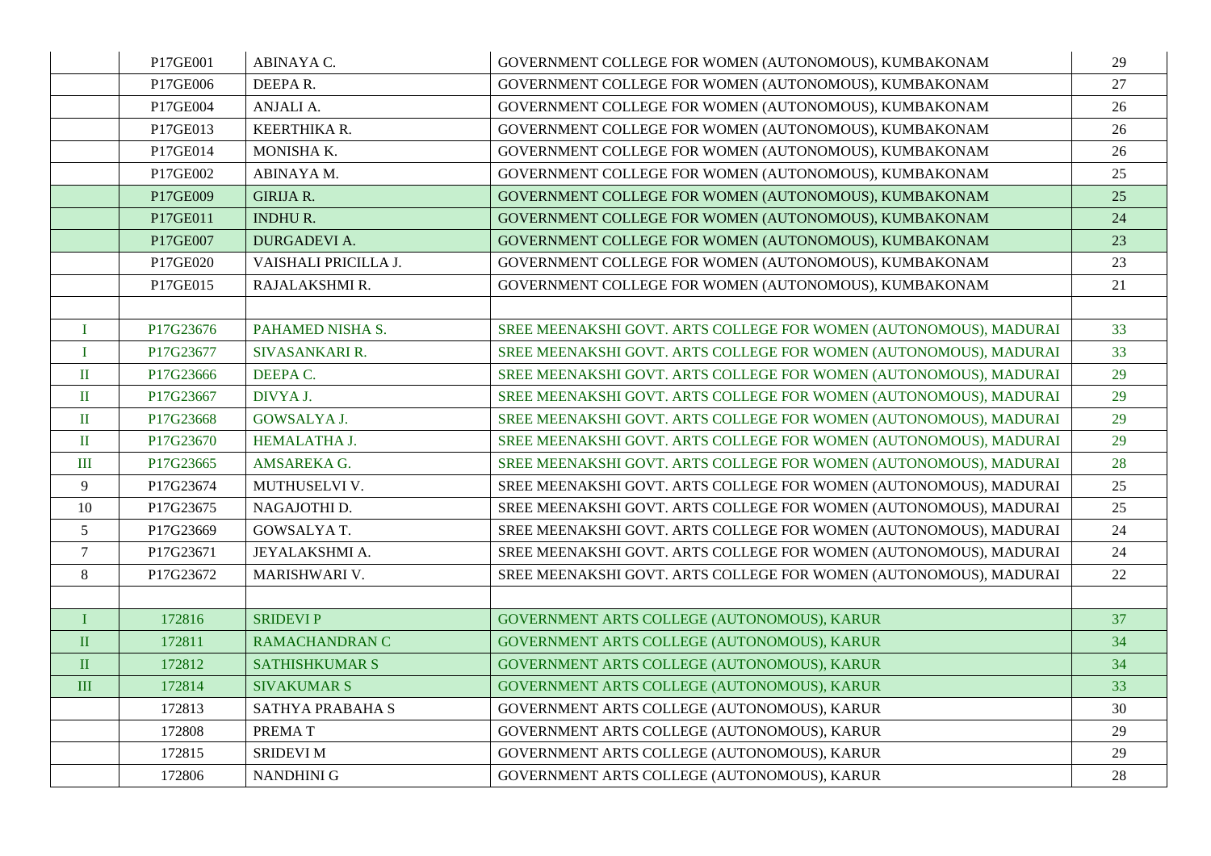| | | | | |
|---|---|---|---|---|
| | P17GE001 | ABINAYA C. | GOVERNMENT COLLEGE FOR WOMEN (AUTONOMOUS), KUMBAKONAM | 29 |
| | P17GE006 | DEEPA R. | GOVERNMENT COLLEGE FOR WOMEN (AUTONOMOUS), KUMBAKONAM | 27 |
| | P17GE004 | ANJALI A. | GOVERNMENT COLLEGE FOR WOMEN (AUTONOMOUS), KUMBAKONAM | 26 |
| | P17GE013 | KEERTHIKA R. | GOVERNMENT COLLEGE FOR WOMEN (AUTONOMOUS), KUMBAKONAM | 26 |
| | P17GE014 | MONISHA K. | GOVERNMENT COLLEGE FOR WOMEN (AUTONOMOUS), KUMBAKONAM | 26 |
| | P17GE002 | ABINAYA M. | GOVERNMENT COLLEGE FOR WOMEN (AUTONOMOUS), KUMBAKONAM | 25 |
| | P17GE009 | GIRIJA R. | GOVERNMENT COLLEGE FOR WOMEN (AUTONOMOUS), KUMBAKONAM | 25 |
| | P17GE011 | INDHU R. | GOVERNMENT COLLEGE FOR WOMEN (AUTONOMOUS), KUMBAKONAM | 24 |
| | P17GE007 | DURGADEVI A. | GOVERNMENT COLLEGE FOR WOMEN (AUTONOMOUS), KUMBAKONAM | 23 |
| | P17GE020 | VAISHALI PRICILLA J. | GOVERNMENT COLLEGE FOR WOMEN (AUTONOMOUS), KUMBAKONAM | 23 |
| | P17GE015 | RAJALAKSHMI R. | GOVERNMENT COLLEGE FOR WOMEN (AUTONOMOUS), KUMBAKONAM | 21 |
| | | | | |
| I | P17G23676 | PAHAMED NISHA S. | SREE MEENAKSHI GOVT. ARTS COLLEGE FOR WOMEN (AUTONOMOUS), MADURAI | 33 |
| I | P17G23677 | SIVASANKARI R. | SREE MEENAKSHI GOVT. ARTS COLLEGE FOR WOMEN (AUTONOMOUS), MADURAI | 33 |
| II | P17G23666 | DEEPA C. | SREE MEENAKSHI GOVT. ARTS COLLEGE FOR WOMEN (AUTONOMOUS), MADURAI | 29 |
| II | P17G23667 | DIVYA J. | SREE MEENAKSHI GOVT. ARTS COLLEGE FOR WOMEN (AUTONOMOUS), MADURAI | 29 |
| II | P17G23668 | GOWSALYA J. | SREE MEENAKSHI GOVT. ARTS COLLEGE FOR WOMEN (AUTONOMOUS), MADURAI | 29 |
| II | P17G23670 | HEMALATHA J. | SREE MEENAKSHI GOVT. ARTS COLLEGE FOR WOMEN (AUTONOMOUS), MADURAI | 29 |
| III | P17G23665 | AMSAREKA G. | SREE MEENAKSHI GOVT. ARTS COLLEGE FOR WOMEN (AUTONOMOUS), MADURAI | 28 |
| 9 | P17G23674 | MUTHUSELVI V. | SREE MEENAKSHI GOVT. ARTS COLLEGE FOR WOMEN (AUTONOMOUS), MADURAI | 25 |
| 10 | P17G23675 | NAGAJOTHI D. | SREE MEENAKSHI GOVT. ARTS COLLEGE FOR WOMEN (AUTONOMOUS), MADURAI | 25 |
| 5 | P17G23669 | GOWSALYA T. | SREE MEENAKSHI GOVT. ARTS COLLEGE FOR WOMEN (AUTONOMOUS), MADURAI | 24 |
| 7 | P17G23671 | JEYALAKSHMI A. | SREE MEENAKSHI GOVT. ARTS COLLEGE FOR WOMEN (AUTONOMOUS), MADURAI | 24 |
| 8 | P17G23672 | MARISHWARI V. | SREE MEENAKSHI GOVT. ARTS COLLEGE FOR WOMEN (AUTONOMOUS), MADURAI | 22 |
| | | | | |
| I | 172816 | SRIDEVI P | GOVERNMENT ARTS COLLEGE (AUTONOMOUS), KARUR | 37 |
| II | 172811 | RAMACHANDRAN C | GOVERNMENT ARTS COLLEGE (AUTONOMOUS), KARUR | 34 |
| II | 172812 | SATHISHKUMAR S | GOVERNMENT ARTS COLLEGE (AUTONOMOUS), KARUR | 34 |
| III | 172814 | SIVAKUMAR S | GOVERNMENT ARTS COLLEGE (AUTONOMOUS), KARUR | 33 |
| | 172813 | SATHYA PRABAHA S | GOVERNMENT ARTS COLLEGE (AUTONOMOUS), KARUR | 30 |
| | 172808 | PREMA T | GOVERNMENT ARTS COLLEGE (AUTONOMOUS), KARUR | 29 |
| | 172815 | SRIDEVI M | GOVERNMENT ARTS COLLEGE (AUTONOMOUS), KARUR | 29 |
| | 172806 | NANDHINI G | GOVERNMENT ARTS COLLEGE (AUTONOMOUS), KARUR | 28 |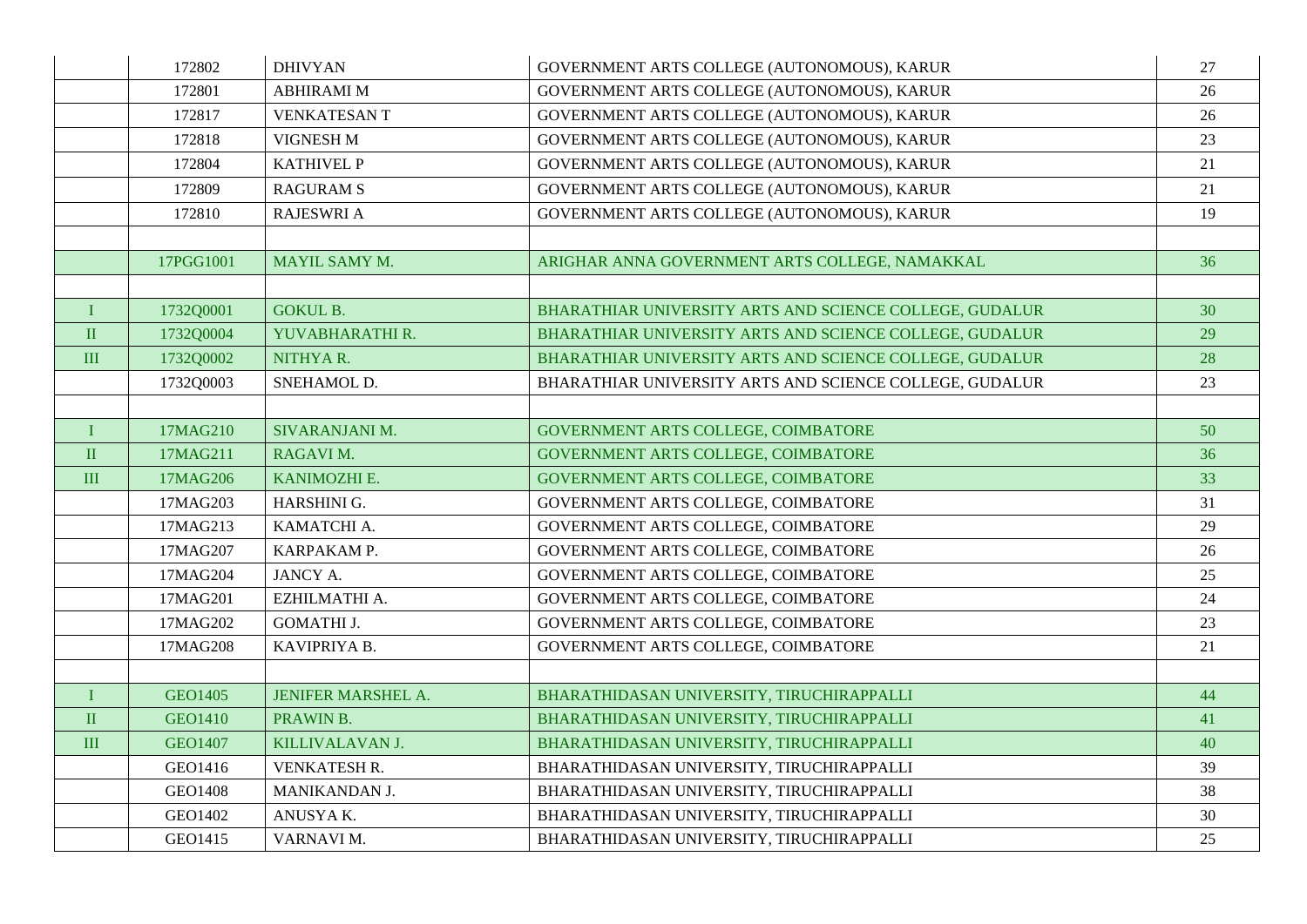| | | | | |
|---|---|---|---|---|
| | 172802 | DHIVYAN | GOVERNMENT ARTS COLLEGE (AUTONOMOUS), KARUR | 27 |
| | 172801 | ABHIRAMI M | GOVERNMENT ARTS COLLEGE (AUTONOMOUS), KARUR | 26 |
| | 172817 | VENKATESAN T | GOVERNMENT ARTS COLLEGE (AUTONOMOUS), KARUR | 26 |
| | 172818 | VIGNESH M | GOVERNMENT ARTS COLLEGE (AUTONOMOUS), KARUR | 23 |
| | 172804 | KATHIVEL P | GOVERNMENT ARTS COLLEGE (AUTONOMOUS), KARUR | 21 |
| | 172809 | RAGURAM S | GOVERNMENT ARTS COLLEGE (AUTONOMOUS), KARUR | 21 |
| | 172810 | RAJESWRI A | GOVERNMENT ARTS COLLEGE (AUTONOMOUS), KARUR | 19 |
| | | | | |
| | 17PGG1001 | MAYIL SAMY M. | ARIGHAR ANNA GOVERNMENT ARTS COLLEGE, NAMAKKAL | 36 |
| | | | | |
| I | 1732Q0001 | GOKUL B. | BHARATHIAR UNIVERSITY ARTS AND SCIENCE COLLEGE, GUDALUR | 30 |
| II | 1732Q0004 | YUVABHARATHI R. | BHARATHIAR UNIVERSITY ARTS AND SCIENCE COLLEGE, GUDALUR | 29 |
| III | 1732Q0002 | NITHYA R. | BHARATHIAR UNIVERSITY ARTS AND SCIENCE COLLEGE, GUDALUR | 28 |
| | 1732Q0003 | SNEHAMOL D. | BHARATHIAR UNIVERSITY ARTS AND SCIENCE COLLEGE, GUDALUR | 23 |
| | | | | |
| I | 17MAG210 | SIVARANJANI M. | GOVERNMENT ARTS COLLEGE, COIMBATORE | 50 |
| II | 17MAG211 | RAGAVI M. | GOVERNMENT ARTS COLLEGE, COIMBATORE | 36 |
| III | 17MAG206 | KANIMOZHI E. | GOVERNMENT ARTS COLLEGE, COIMBATORE | 33 |
| | 17MAG203 | HARSHINI G. | GOVERNMENT ARTS COLLEGE, COIMBATORE | 31 |
| | 17MAG213 | KAMATCHI A. | GOVERNMENT ARTS COLLEGE, COIMBATORE | 29 |
| | 17MAG207 | KARPAKAM P. | GOVERNMENT ARTS COLLEGE, COIMBATORE | 26 |
| | 17MAG204 | JANCY A. | GOVERNMENT ARTS COLLEGE, COIMBATORE | 25 |
| | 17MAG201 | EZHILMATHI A. | GOVERNMENT ARTS COLLEGE, COIMBATORE | 24 |
| | 17MAG202 | GOMATHI J. | GOVERNMENT ARTS COLLEGE, COIMBATORE | 23 |
| | 17MAG208 | KAVIPRIYA B. | GOVERNMENT ARTS COLLEGE, COIMBATORE | 21 |
| | | | | |
| I | GEO1405 | JENIFER MARSHEL A. | BHARATHIDASAN UNIVERSITY, TIRUCHIRAPPALLI | 44 |
| II | GEO1410 | PRAWIN B. | BHARATHIDASAN UNIVERSITY, TIRUCHIRAPPALLI | 41 |
| III | GEO1407 | KILLIVALAVAN J. | BHARATHIDASAN UNIVERSITY, TIRUCHIRAPPALLI | 40 |
| | GEO1416 | VENKATESH R. | BHARATHIDASAN UNIVERSITY, TIRUCHIRAPPALLI | 39 |
| | GEO1408 | MANIKANDAN J. | BHARATHIDASAN UNIVERSITY, TIRUCHIRAPPALLI | 38 |
| | GEO1402 | ANUSYA K. | BHARATHIDASAN UNIVERSITY, TIRUCHIRAPPALLI | 30 |
| | GEO1415 | VARNAVI M. | BHARATHIDASAN UNIVERSITY, TIRUCHIRAPPALLI | 25 |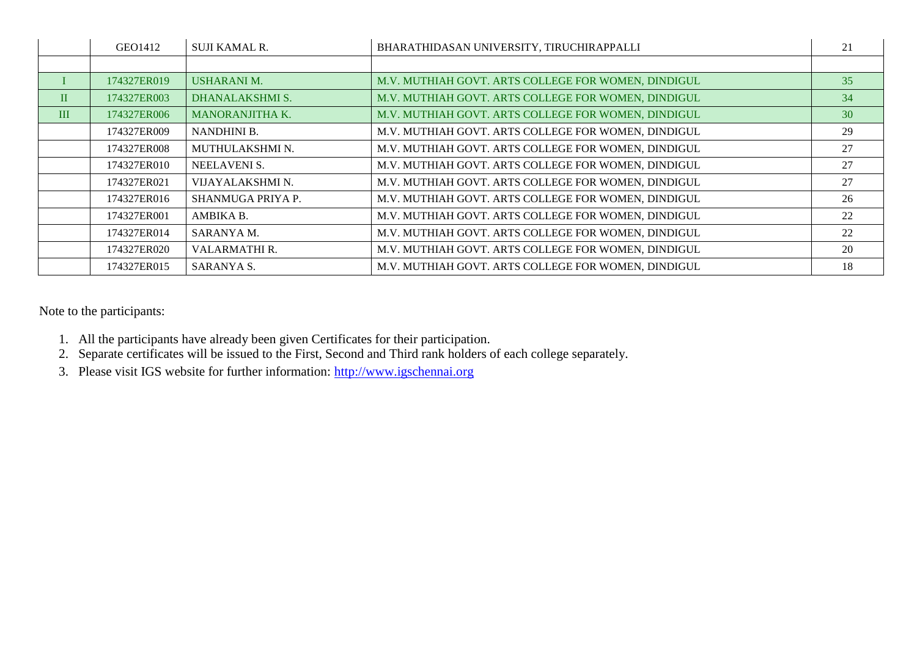| | | | | |
|---|---|---|---|---|
| | GEO1412 | SUJI KAMAL R. | BHARATHIDASAN UNIVERSITY, TIRUCHIRAPPALLI | 21 |
| | | | | |
| I | 174327ER019 | USHARANI M. | M.V. MUTHIAH GOVT. ARTS COLLEGE FOR WOMEN, DINDIGUL | 35 |
| II | 174327ER003 | DHANALAKSHMI S. | M.V. MUTHIAH GOVT. ARTS COLLEGE FOR WOMEN, DINDIGUL | 34 |
| III | 174327ER006 | MANORANJITHA K. | M.V. MUTHIAH GOVT. ARTS COLLEGE FOR WOMEN, DINDIGUL | 30 |
| | 174327ER009 | NANDHINI B. | M.V. MUTHIAH GOVT. ARTS COLLEGE FOR WOMEN, DINDIGUL | 29 |
| | 174327ER008 | MUTHULAKSHMI N. | M.V. MUTHIAH GOVT. ARTS COLLEGE FOR WOMEN, DINDIGUL | 27 |
| | 174327ER010 | NEELAVENI S. | M.V. MUTHIAH GOVT. ARTS COLLEGE FOR WOMEN, DINDIGUL | 27 |
| | 174327ER021 | VIJAYALAKSHMI N. | M.V. MUTHIAH GOVT. ARTS COLLEGE FOR WOMEN, DINDIGUL | 27 |
| | 174327ER016 | SHANMUGA PRIYA P. | M.V. MUTHIAH GOVT. ARTS COLLEGE FOR WOMEN, DINDIGUL | 26 |
| | 174327ER001 | AMBIKA B. | M.V. MUTHIAH GOVT. ARTS COLLEGE FOR WOMEN, DINDIGUL | 22 |
| | 174327ER014 | SARANYA M. | M.V. MUTHIAH GOVT. ARTS COLLEGE FOR WOMEN, DINDIGUL | 22 |
| | 174327ER020 | VALARMATHI R. | M.V. MUTHIAH GOVT. ARTS COLLEGE FOR WOMEN, DINDIGUL | 20 |
| | 174327ER015 | SARANYA S. | M.V. MUTHIAH GOVT. ARTS COLLEGE FOR WOMEN, DINDIGUL | 18 |

Note to the participants:

1. All the participants have already been given Certificates for their participation.
2. Separate certificates will be issued to the First, Second and Third rank holders of each college separately.
3. Please visit IGS website for further information: http://www.igschennai.org